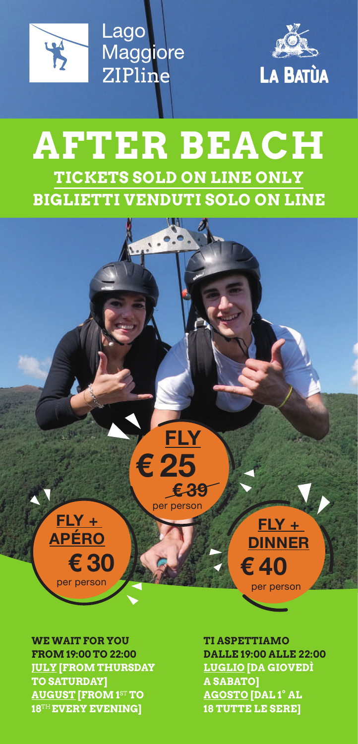Lago Maggiore ZIPline

LA BATÙA

# AFTER BEACH

## TICKETS SOLD ON LINE ONLY
## BIGLIETTI VENDUTI SOLO ON LINE

**FLY**
**€ 25**
~~€ 39~~
per person

**FLY + APÉRO**
**€ 30**
per person

**FLY + DINNER**
**€ 40**
per person

**WE WAIT FOR YOU FROM 19:00 TO 22:00**
**JULY [FROM THURSDAY TO SATURDAY]**
**AUGUST [FROM 1ST TO 18TH EVERY EVENING]**

**TI ASPETTIAMO DALLE 19:00 ALLE 22:00**
**LUGLIO [DA GIOVEDÌ A SABATO]**
**AGOSTO [DAL 1° AL 18 TUTTE LE SERE]**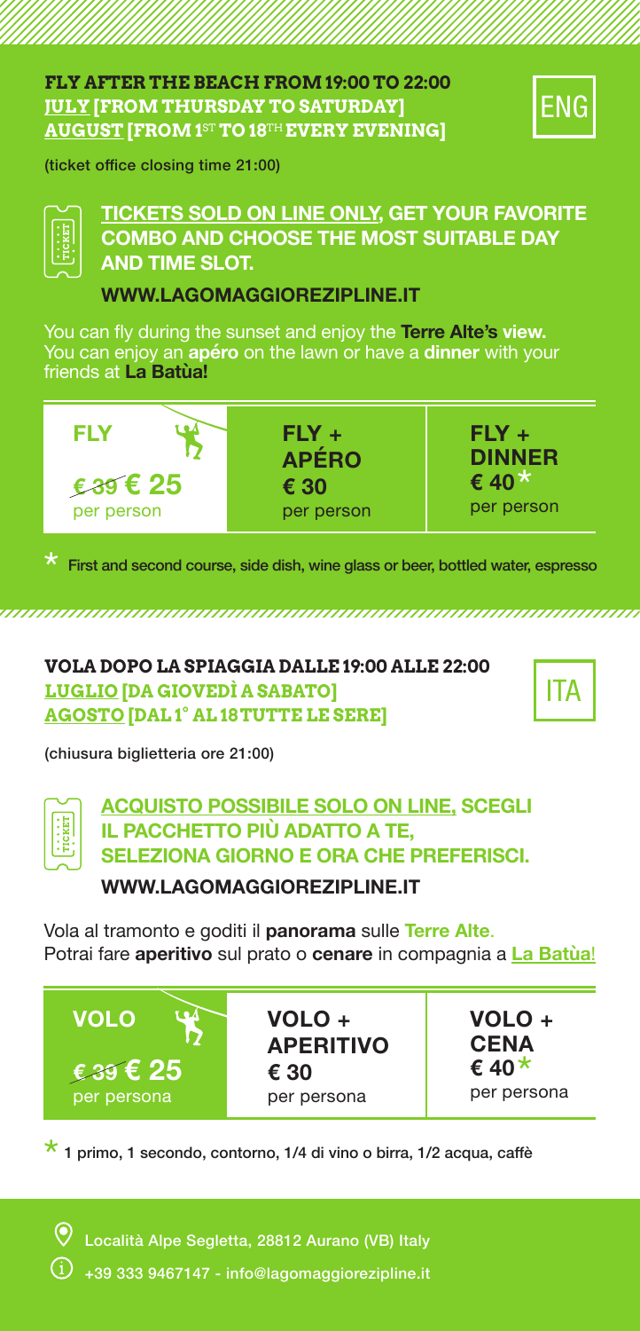## FLY AFTER THE BEACH FROM 19:00 TO 22:00
**JULY [FROM THURSDAY TO SATURDAY]**
**AUGUST [FROM 1ST TO 18TH EVERY EVENING]**

ENG

(ticket office closing time 21:00)

**TICKETS SOLD ON LINE ONLY, GET YOUR FAVORITE COMBO AND CHOOSE THE MOST SUITABLE DAY AND TIME SLOT.**

**WWW.LAGOMAGGIOREZIPLINE.IT**

You can fly during the sunset and enjoy the **Terre Alte's view.**
You can enjoy an **apéro** on the lawn or have a **dinner** with your friends at **La Batùa!**

| FLY | FLY + APÉRO | FLY + DINNER |
|---|---|---|
| ~~€ 39~~ € 25 per person | € 30 per person | € 40* per person |

\* First and second course, side dish, wine glass or beer, bottled water, espresso

## VOLA DOPO LA SPIAGGIA DALLE 19:00 ALLE 22:00
**LUGLIO [DA GIOVEDÌ A SABATO]**
**AGOSTO [DAL 1° AL 18 TUTTE LE SERE]**

ITA

(chiusura biglietteria ore 21:00)

**ACQUISTO POSSIBILE SOLO ON LINE, SCEGLI IL PACCHETTO PIÙ ADATTO A TE, SELEZIONA GIORNO E ORA CHE PREFERISCI.**

**WWW.LAGOMAGGIOREZIPLINE.IT**

Vola al tramonto e goditi il **panorama** sulle **Terre Alte**.
Potrai fare **aperitivo** sul prato o **cenare** in compagnia a **La Batùa**!

| VOLO | VOLO + APERITIVO | VOLO + CENA |
|---|---|---|
| ~~€ 39~~ € 25 per persona | € 30 per persona | € 40* per persona |

\* 1 primo, 1 secondo, contorno, 1/4 di vino o birra, 1/2 acqua, caffè

Località Alpe Segletta, 28812 Aurano (VB) Italy

+39 333 9467147 - info@lagomaggiorezipline.it